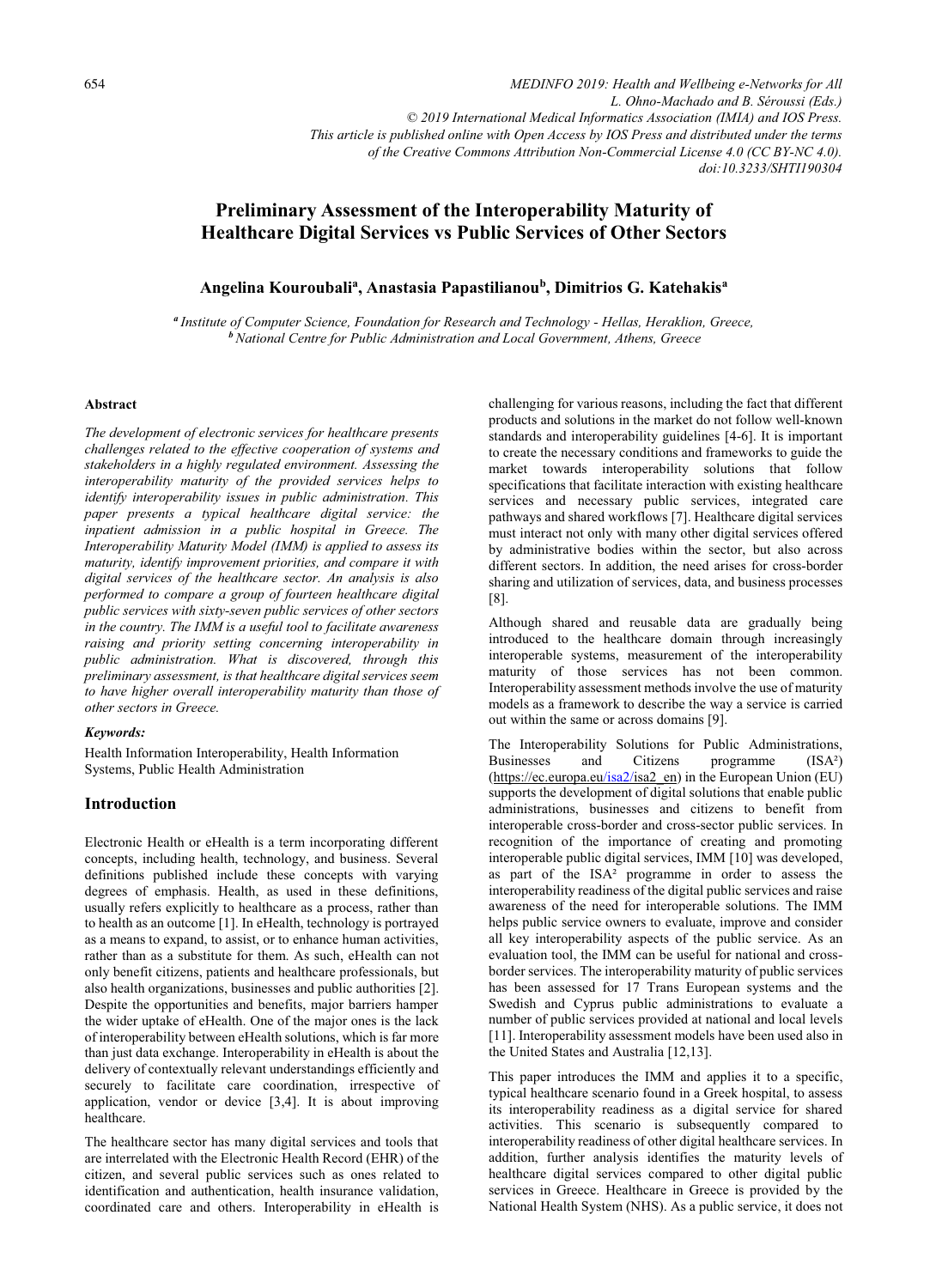# Preliminary Assessment of the Interoperability Maturity of Healthcare Digital Services vs Public Services of Other Sectors

**Angelina Kouroubali[a], Anastasia Papastilianou[b], Dimitrios G. Katehakis[a]**

*[a] Institute of Computer Science, Foundation for Research and Technology - Hellas, Heraklion, Greece,*
*[b] National Centre for Public Administration and Local Government, Athens, Greece*

### Abstract

*The development of electronic services for healthcare presents challenges related to the effective cooperation of systems and stakeholders in a highly regulated environment. Assessing the interoperability maturity of the provided services helps to identify interoperability issues in public administration. This paper presents a typical healthcare digital service: the inpatient admission in a public hospital in Greece. The Interoperability Maturity Model (IMM) is applied to assess its maturity, identify improvement priorities, and compare it with digital services of the healthcare sector. An analysis is also performed to compare a group of fourteen healthcare digital public services with sixty-seven public services of other sectors in the country. The IMM is a useful tool to facilitate awareness raising and priority setting concerning interoperability in public administration. What is discovered, through this preliminary assessment, is that healthcare digital services seem to have higher overall interoperability maturity than those of other sectors in Greece.*

#### *Keywords:*

Health Information Interoperability, Health Information Systems, Public Health Administration

## Introduction

Electronic Health or eHealth is a term incorporating different concepts, including health, technology, and business. Several definitions published include these concepts with varying degrees of emphasis. Health, as used in these definitions, usually refers explicitly to healthcare as a process, rather than to health as an outcome [1]. In eHealth, technology is portrayed as a means to expand, to assist, or to enhance human activities, rather than as a substitute for them. As such, eHealth can not only benefit citizens, patients and healthcare professionals, but also health organizations, businesses and public authorities [2]. Despite the opportunities and benefits, major barriers hamper the wider uptake of eHealth. One of the major ones is the lack of interoperability between eHealth solutions, which is far more than just data exchange. Interoperability in eHealth is about the delivery of contextually relevant understandings efficiently and securely to facilitate care coordination, irrespective of application, vendor or device [3,4]. It is about improving healthcare.

The healthcare sector has many digital services and tools that are interrelated with the Electronic Health Record (EHR) of the citizen, and several public services such as ones related to identification and authentication, health insurance validation, coordinated care and others. Interoperability in eHealth is challenging for various reasons, including the fact that different products and solutions in the market do not follow well-known standards and interoperability guidelines [4-6]. It is important to create the necessary conditions and frameworks to guide the market towards interoperability solutions that follow specifications that facilitate interaction with existing healthcare services and necessary public services, integrated care pathways and shared workflows [7]. Healthcare digital services must interact not only with many other digital services offered by administrative bodies within the sector, but also across different sectors. In addition, the need arises for cross-border sharing and utilization of services, data, and business processes [8].

Although shared and reusable data are gradually being introduced to the healthcare domain through increasingly interoperable systems, measurement of the interoperability maturity of those services has not been common. Interoperability assessment methods involve the use of maturity models as a framework to describe the way a service is carried out within the same or across domains [9].

The Interoperability Solutions for Public Administrations, Businesses and Citizens programme ($ISA^2$) (https://ec.europa.eu/isa2/isa2_en) in the European Union (EU) supports the development of digital solutions that enable public administrations, businesses and citizens to benefit from interoperable cross-border and cross-sector public services. In recognition of the importance of creating and promoting interoperable public digital services, IMM [10] was developed, as part of the $ISA^2$ programme in order to assess the interoperability readiness of the digital public services and raise awareness of the need for interoperable solutions. The IMM helps public service owners to evaluate, improve and consider all key interoperability aspects of the public service. As an evaluation tool, the IMM can be useful for national and cross-border services. The interoperability maturity of public services has been assessed for 17 Trans European systems and the Swedish and Cyprus public administrations to evaluate a number of public services provided at national and local levels [11]. Interoperability assessment models have been used also in the United States and Australia [12,13].

This paper introduces the IMM and applies it to a specific, typical healthcare scenario found in a Greek hospital, to assess its interoperability readiness as a digital service for shared activities. This scenario is subsequently compared to interoperability readiness of other digital healthcare services. In addition, further analysis identifies the maturity levels of healthcare digital services compared to other digital public services in Greece. Healthcare in Greece is provided by the National Health System (NHS). As a public service, it does not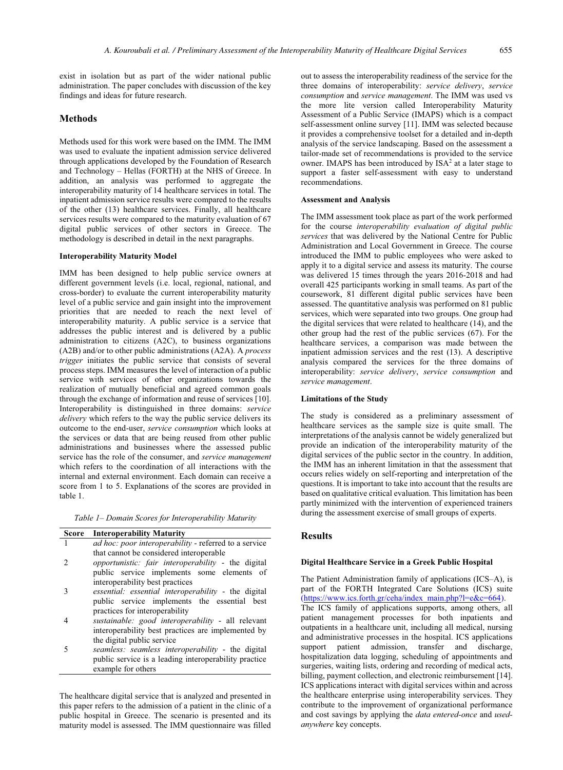exist in isolation but as part of the wider national public administration. The paper concludes with discussion of the key findings and ideas for future research.

## Methods

Methods used for this work were based on the IMM. The IMM was used to evaluate the inpatient admission service delivered through applications developed by the Foundation of Research and Technology – Hellas (FORTH) at the NHS of Greece. In addition, an analysis was performed to aggregate the interoperability maturity of 14 healthcare services in total. The inpatient admission service results were compared to the results of the other (13) healthcare services. Finally, all healthcare services results were compared to the maturity evaluation of 67 digital public services of other sectors in Greece. The methodology is described in detail in the next paragraphs.

### Interoperability Maturity Model

IMM has been designed to help public service owners at different government levels (i.e. local, regional, national, and cross-border) to evaluate the current interoperability maturity level of a public service and gain insight into the improvement priorities that are needed to reach the next level of interoperability maturity. A public service is a service that addresses the public interest and is delivered by a public administration to citizens (A2C), to business organizations (A2B) and/or to other public administrations (A2A). A *process trigger* initiates the public service that consists of several process steps. IMM measures the level of interaction of a public service with services of other organizations towards the realization of mutually beneficial and agreed common goals through the exchange of information and reuse of services [10]. Interoperability is distinguished in three domains: *service delivery* which refers to the way the public service delivers its outcome to the end-user, *service consumption* which looks at the services or data that are being reused from other public administrations and businesses where the assessed public service has the role of the consumer, and *service management* which refers to the coordination of all interactions with the internal and external environment. Each domain can receive a score from 1 to 5. Explanations of the scores are provided in table 1.

*Table 1– Domain Scores for Interoperability Maturity*

| Score | Interoperability Maturity |
|---|---|
| 1 | *ad hoc: poor interoperability* - referred to a service that cannot be considered interoperable |
| 2 | *opportunistic: fair interoperability* - the digital public service implements some elements of interoperability best practices |
| 3 | *essential: essential interoperability* - the digital public service implements the essential best practices for interoperability |
| 4 | *sustainable: good interoperability* - all relevant interoperability best practices are implemented by the digital public service |
| 5 | *seamless: seamless interoperability* - the digital public service is a leading interoperability practice example for others |

The healthcare digital service that is analyzed and presented in this paper refers to the admission of a patient in the clinic of a public hospital in Greece. The scenario is presented and its maturity model is assessed. The IMM questionnaire was filled out to assess the interoperability readiness of the service for the three domains of interoperability: *service delivery*, *service consumption* and *service management*. The IMM was used vs the more lite version called Interoperability Maturity Assessment of a Public Service (IMAPS) which is a compact self-assessment online survey [11]. IMM was selected because it provides a comprehensive toolset for a detailed and in-depth analysis of the service landscaping. Based on the assessment a tailor-made set of recommendations is provided to the service owner. IMAPS has been introduced by $ISA^2$ at a later stage to support a faster self-assessment with easy to understand recommendations.

### Assessment and Analysis

The IMM assessment took place as part of the work performed for the course *interoperability evaluation of digital public services* that was delivered by the National Centre for Public Administration and Local Government in Greece. The course introduced the IMM to public employees who were asked to apply it to a digital service and assess its maturity. The course was delivered 15 times through the years 2016-2018 and had overall 425 participants working in small teams. As part of the coursework, 81 different digital public services have been assessed. The quantitative analysis was performed on 81 public services, which were separated into two groups. One group had the digital services that were related to healthcare (14), and the other group had the rest of the public services (67). For the healthcare services, a comparison was made between the inpatient admission services and the rest (13). A descriptive analysis compared the services for the three domains of interoperability: *service delivery*, *service consumption* and *service management*.

### Limitations of the Study

The study is considered as a preliminary assessment of healthcare services as the sample size is quite small. The interpretations of the analysis cannot be widely generalized but provide an indication of the interoperability maturity of the digital services of the public sector in the country. In addition, the IMM has an inherent limitation in that the assessment that occurs relies widely on self-reporting and interpretation of the questions. It is important to take into account that the results are based on qualitative critical evaluation. This limitation has been partly minimized with the intervention of experienced trainers during the assessment exercise of small groups of experts.

## Results

### Digital Healthcare Service in a Greek Public Hospital

The Patient Administration family of applications (ICS–A), is part of the FORTH Integrated Care Solutions (ICS) suite (https://www.ics.forth.gr/ceha/index_main.php?l=e&c=664). The ICS family of applications supports, among others, all patient management processes for both inpatients and outpatients in a healthcare unit, including all medical, nursing and administrative processes in the hospital. ICS applications support patient admission, transfer and discharge, hospitalization data logging, scheduling of appointments and surgeries, waiting lists, ordering and recording of medical acts, billing, payment collection, and electronic reimbursement [14]. ICS applications interact with digital services within and across the healthcare enterprise using interoperability services. They contribute to the improvement of organizational performance and cost savings by applying the *data entered-once* and *used-anywhere* key concepts.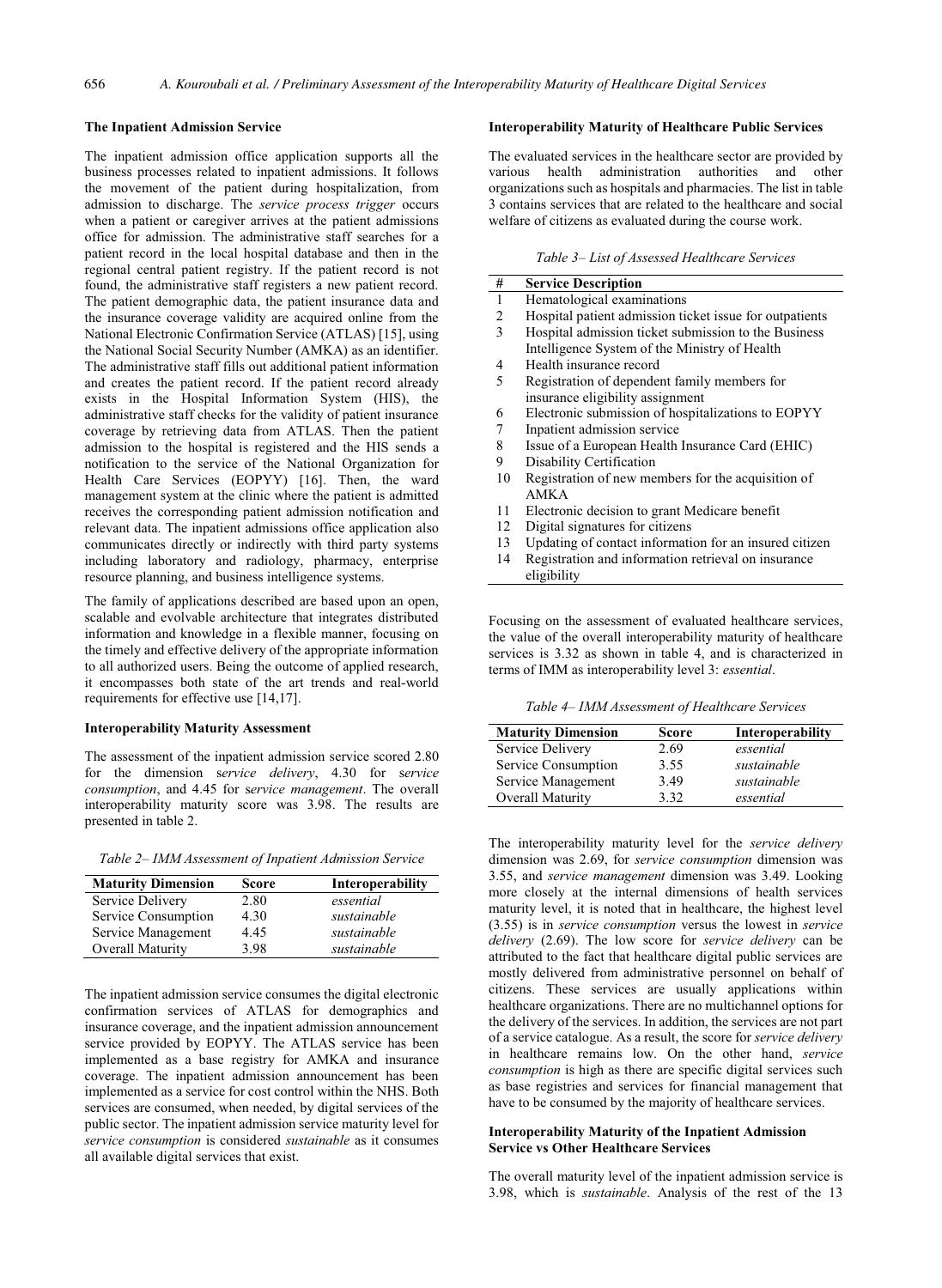### The Inpatient Admission Service

The inpatient admission office application supports all the business processes related to inpatient admissions. It follows the movement of the patient during hospitalization, from admission to discharge. The *service process trigger* occurs when a patient or caregiver arrives at the patient admissions office for admission. The administrative staff searches for a patient record in the local hospital database and then in the regional central patient registry. If the patient record is not found, the administrative staff registers a new patient record. The patient demographic data, the patient insurance data and the insurance coverage validity are acquired online from the National Electronic Confirmation Service (ATLAS) [15], using the National Social Security Number (AMKA) as an identifier. The administrative staff fills out additional patient information and creates the patient record. If the patient record already exists in the Hospital Information System (HIS), the administrative staff checks for the validity of patient insurance coverage by retrieving data from ATLAS. Then the patient admission to the hospital is registered and the HIS sends a notification to the service of the National Organization for Health Care Services (EOPYY) [16]. Then, the ward management system at the clinic where the patient is admitted receives the corresponding patient admission notification and relevant data. The inpatient admissions office application also communicates directly or indirectly with third party systems including laboratory and radiology, pharmacy, enterprise resource planning, and business intelligence systems.

The family of applications described are based upon an open, scalable and evolvable architecture that integrates distributed information and knowledge in a flexible manner, focusing on the timely and effective delivery of the appropriate information to all authorized users. Being the outcome of applied research, it encompasses both state of the art trends and real-world requirements for effective use [14,17].

### Interoperability Maturity Assessment

The assessment of the inpatient admission service scored 2.80 for the dimension *service delivery*, 4.30 for *service consumption*, and 4.45 for *service management*. The overall interoperability maturity score was 3.98. The results are presented in table 2.

*Table 2– IMM Assessment of Inpatient Admission Service*

| Maturity Dimension | Score | Interoperability |
|---|---|---|
| Service Delivery | 2.80 | *essential* |
| Service Consumption | 4.30 | *sustainable* |
| Service Management | 4.45 | *sustainable* |
| Overall Maturity | 3.98 | *sustainable* |

The inpatient admission service consumes the digital electronic confirmation services of ATLAS for demographics and insurance coverage, and the inpatient admission announcement service provided by EOPYY. The ATLAS service has been implemented as a base registry for AMKA and insurance coverage. The inpatient admission announcement has been implemented as a service for cost control within the NHS. Both services are consumed, when needed, by digital services of the public sector. The inpatient admission service maturity level for *service consumption* is considered *sustainable* as it consumes all available digital services that exist.

### Interoperability Maturity of Healthcare Public Services

The evaluated services in the healthcare sector are provided by various health administration authorities and other organizations such as hospitals and pharmacies. The list in table 3 contains services that are related to the healthcare and social welfare of citizens as evaluated during the course work.

*Table 3– List of Assessed Healthcare Services*

| # | Service Description |
|---|---|
| 1 | Hematological examinations |
| 2 | Hospital patient admission ticket issue for outpatients |
| 3 | Hospital admission ticket submission to the Business Intelligence System of the Ministry of Health |
| 4 | Health insurance record |
| 5 | Registration of dependent family members for insurance eligibility assignment |
| 6 | Electronic submission of hospitalizations to EOPYY |
| 7 | Inpatient admission service |
| 8 | Issue of a European Health Insurance Card (EHIC) |
| 9 | Disability Certification |
| 10 | Registration of new members for the acquisition of AMKA |
| 11 | Electronic decision to grant Medicare benefit |
| 12 | Digital signatures for citizens |
| 13 | Updating of contact information for an insured citizen |
| 14 | Registration and information retrieval on insurance eligibility |

Focusing on the assessment of evaluated healthcare services, the value of the overall interoperability maturity of healthcare services is 3.32 as shown in table 4, and is characterized in terms of IMM as interoperability level 3: *essential*.

*Table 4– IMM Assessment of Healthcare Services*

| Maturity Dimension | Score | Interoperability |
|---|---|---|
| Service Delivery | 2.69 | *essential* |
| Service Consumption | 3.55 | *sustainable* |
| Service Management | 3.49 | *sustainable* |
| Overall Maturity | 3.32 | *essential* |

The interoperability maturity level for the *service delivery* dimension was 2.69, for *service consumption* dimension was 3.55, and *service management* dimension was 3.49. Looking more closely at the internal dimensions of health services maturity level, it is noted that in healthcare, the highest level (3.55) is in *service consumption* versus the lowest in *service delivery* (2.69). The low score for *service delivery* can be attributed to the fact that healthcare digital public services are mostly delivered from administrative personnel on behalf of citizens. These services are usually applications within healthcare organizations. There are no multichannel options for the delivery of the services. In addition, the services are not part of a service catalogue. As a result, the score for *service delivery* in healthcare remains low. On the other hand, *service consumption* is high as there are specific digital services such as base registries and services for financial management that have to be consumed by the majority of healthcare services.

### Interoperability Maturity of the Inpatient Admission Service vs Other Healthcare Services

The overall maturity level of the inpatient admission service is 3.98, which is *sustainable*. Analysis of the rest of the 13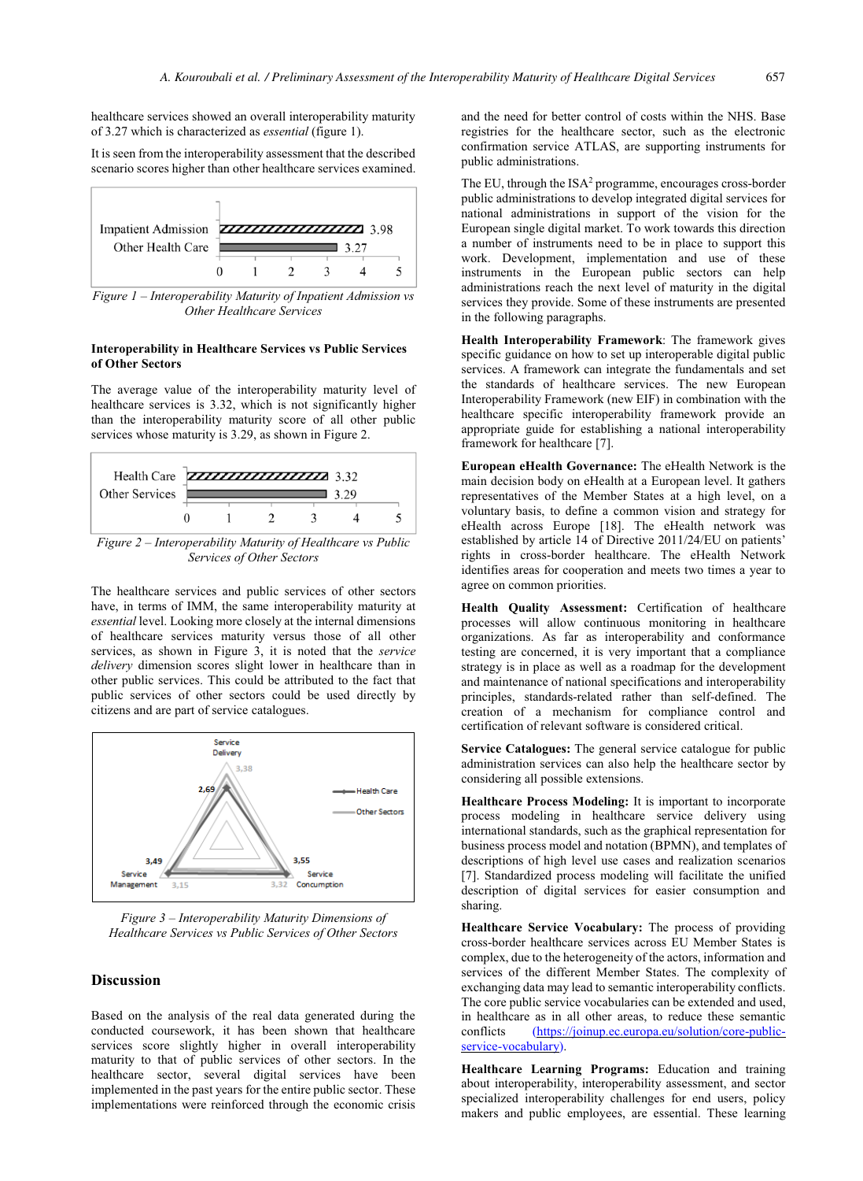healthcare services showed an overall interoperability maturity of 3.27 which is characterized as *essential* (figure 1).

It is seen from the interoperability assessment that the described scenario scores higher than other healthcare services examined.

*Figure 1 – Interoperability Maturity of Inpatient Admission vs Other Healthcare Services*

#### Interoperability in Healthcare Services vs Public Services of Other Sectors

The average value of the interoperability maturity level of healthcare services is 3.32, which is not significantly higher than the interoperability maturity score of all other public services whose maturity is 3.29, as shown in Figure 2.

*Figure 2 – Interoperability Maturity of Healthcare vs Public Services of Other Sectors*

The healthcare services and public services of other sectors have, in terms of IMM, the same interoperability maturity at *essential* level. Looking more closely at the internal dimensions of healthcare services maturity versus those of all other services, as shown in Figure 3, it is noted that the *service delivery* dimension scores slight lower in healthcare than in other public services. This could be attributed to the fact that public services of other sectors could be used directly by citizens and are part of service catalogues.

*Figure 3 – Interoperability Maturity Dimensions of Healthcare Services vs Public Services of Other Sectors*

## Discussion

Based on the analysis of the real data generated during the conducted coursework, it has been shown that healthcare services score slightly higher in overall interoperability maturity to that of public services of other sectors. In the healthcare sector, several digital services have been implemented in the past years for the entire public sector. These implementations were reinforced through the economic crisis and the need for better control of costs within the NHS. Base registries for the healthcare sector, such as the electronic confirmation service ATLAS, are supporting instruments for public administrations.

The EU, through the ISA[2] programme, encourages cross-border public administrations to develop integrated digital services for national administrations in support of the vision for the European single digital market. To work towards this direction a number of instruments need to be in place to support this work. Development, implementation and use of these instruments in the European public sectors can help administrations reach the next level of maturity in the digital services they provide. Some of these instruments are presented in the following paragraphs.

**Health Interoperability Framework**: The framework gives specific guidance on how to set up interoperable digital public services. A framework can integrate the fundamentals and set the standards of healthcare services. The new European Interoperability Framework (new EIF) in combination with the healthcare specific interoperability framework provide an appropriate guide for establishing a national interoperability framework for healthcare [7].

**European eHealth Governance:** The eHealth Network is the main decision body on eHealth at a European level. It gathers representatives of the Member States at a high level, on a voluntary basis, to define a common vision and strategy for eHealth across Europe [18]. The eHealth network was established by article 14 of Directive 2011/24/EU on patients' rights in cross-border healthcare. The eHealth Network identifies areas for cooperation and meets two times a year to agree on common priorities.

**Health Quality Assessment:** Certification of healthcare processes will allow continuous monitoring in healthcare organizations. As far as interoperability and conformance testing are concerned, it is very important that a compliance strategy is in place as well as a roadmap for the development and maintenance of national specifications and interoperability principles, standards-related rather than self-defined. The creation of a mechanism for compliance control and certification of relevant software is considered critical.

**Service Catalogues:** The general service catalogue for public administration services can also help the healthcare sector by considering all possible extensions.

**Healthcare Process Modeling:** It is important to incorporate process modeling in healthcare service delivery using international standards, such as the graphical representation for business process model and notation (BPMN), and templates of descriptions of high level use cases and realization scenarios [7]. Standardized process modeling will facilitate the unified description of digital services for easier consumption and sharing.

**Healthcare Service Vocabulary:** The process of providing cross-border healthcare services across EU Member States is complex, due to the heterogeneity of the actors, information and services of the different Member States. The complexity of exchanging data may lead to semantic interoperability conflicts. The core public service vocabularies can be extended and used, in healthcare as in all other areas, to reduce these semantic conflicts (https://joinup.ec.europa.eu/solution/core-public-service-vocabulary).

**Healthcare Learning Programs:** Education and training about interoperability, interoperability assessment, and sector specialized interoperability challenges for end users, policy makers and public employees, are essential. These learning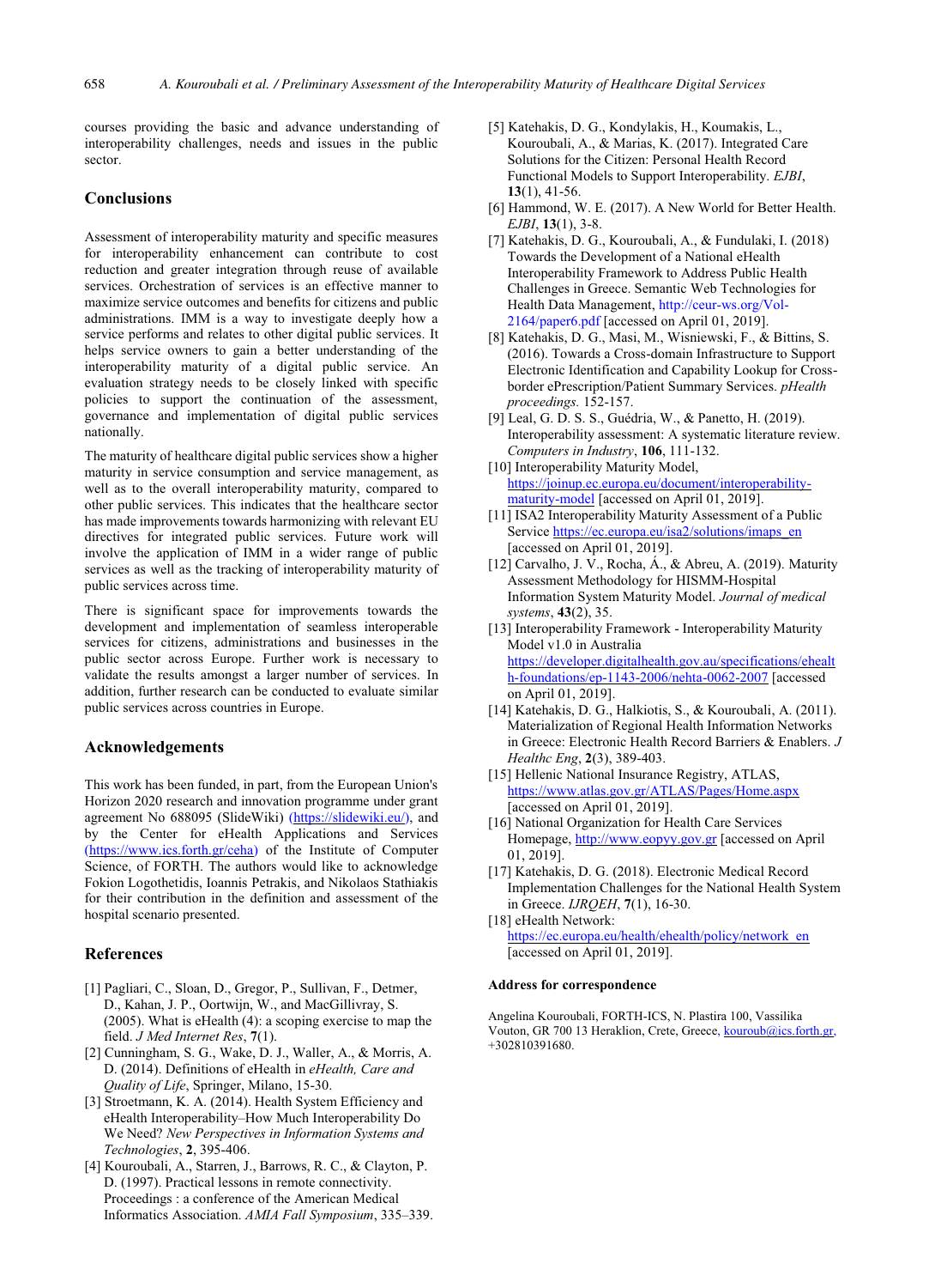courses providing the basic and advance understanding of interoperability challenges, needs and issues in the public sector.

## Conclusions

Assessment of interoperability maturity and specific measures for interoperability enhancement can contribute to cost reduction and greater integration through reuse of available services. Orchestration of services is an effective manner to maximize service outcomes and benefits for citizens and public administrations. IMM is a way to investigate deeply how a service performs and relates to other digital public services. It helps service owners to gain a better understanding of the interoperability maturity of a digital public service. An evaluation strategy needs to be closely linked with specific policies to support the continuation of the assessment, governance and implementation of digital public services nationally.

The maturity of healthcare digital public services show a higher maturity in service consumption and service management, as well as to the overall interoperability maturity, compared to other public services. This indicates that the healthcare sector has made improvements towards harmonizing with relevant EU directives for integrated public services. Future work will involve the application of IMM in a wider range of public services as well as the tracking of interoperability maturity of public services across time.

There is significant space for improvements towards the development and implementation of seamless interoperable services for citizens, administrations and businesses in the public sector across Europe. Further work is necessary to validate the results amongst a larger number of services. In addition, further research can be conducted to evaluate similar public services across countries in Europe.

## Acknowledgements

This work has been funded, in part, from the European Union's Horizon 2020 research and innovation programme under grant agreement No 688095 (SlideWiki) (https://slidewiki.eu/), and by the Center for eHealth Applications and Services (https://www.ics.forth.gr/ceha) of the Institute of Computer Science, of FORTH. The authors would like to acknowledge Fokion Logothetidis, Ioannis Petrakis, and Nikolaos Stathiakis for their contribution in the definition and assessment of the hospital scenario presented.

## References

[1] Pagliari, C., Sloan, D., Gregor, P., Sullivan, F., Detmer, D., Kahan, J. P., Oortwijn, W., and MacGillivray, S. (2005). What is eHealth (4): a scoping exercise to map the field. *J Med Internet Res*, **7**(1).

[2] Cunningham, S. G., Wake, D. J., Waller, A., & Morris, A. D. (2014). Definitions of eHealth in *eHealth, Care and Quality of Life*, Springer, Milano, 15-30.

[3] Stroetmann, K. A. (2014). Health System Efficiency and eHealth Interoperability–How Much Interoperability Do We Need? *New Perspectives in Information Systems and Technologies*, **2**, 395-406.

[4] Kouroubali, A., Starren, J., Barrows, R. C., & Clayton, P. D. (1997). Practical lessons in remote connectivity. Proceedings : a conference of the American Medical Informatics Association. *AMIA Fall Symposium*, 335–339.

[5] Katehakis, D. G., Kondylakis, H., Koumakis, L., Kouroubali, A., & Marias, K. (2017). Integrated Care Solutions for the Citizen: Personal Health Record Functional Models to Support Interoperability. *EJBI*, **13**(1), 41-56.

[6] Hammond, W. E. (2017). A New World for Better Health. *EJBI*, **13**(1), 3-8.

[7] Katehakis, D. G., Kouroubali, A., & Fundulaki, I. (2018) Towards the Development of a National eHealth Interoperability Framework to Address Public Health Challenges in Greece. Semantic Web Technologies for Health Data Management, http://ceur-ws.org/Vol-2164/paper6.pdf [accessed on April 01, 2019].

[8] Katehakis, D. G., Masi, M., Wisniewski, F., & Bittins, S. (2016). Towards a Cross-domain Infrastructure to Support Electronic Identification and Capability Lookup for Cross-border ePrescription/Patient Summary Services. *pHealth proceedings*. 152-157.

[9] Leal, G. D. S. S., Guédria, W., & Panetto, H. (2019). Interoperability assessment: A systematic literature review. *Computers in Industry*, **106**, 111-132.

[10] Interoperability Maturity Model, https://joinup.ec.europa.eu/document/interoperability-maturity-model [accessed on April 01, 2019].

[11] ISA2 Interoperability Maturity Assessment of a Public Service https://ec.europa.eu/isa2/solutions/imaps_en [accessed on April 01, 2019].

[12] Carvalho, J. V., Rocha, Á., & Abreu, A. (2019). Maturity Assessment Methodology for HISMM-Hospital Information System Maturity Model. *Journal of medical systems*, **43**(2), 35.

[13] Interoperability Framework - Interoperability Maturity Model v1.0 in Australia https://developer.digitalhealth.gov.au/specifications/ehealth-foundations/ep-1143-2006/nehta-0062-2007 [accessed on April 01, 2019].

[14] Katehakis, D. G., Halkiotis, S., & Kouroubali, A. (2011). Materialization of Regional Health Information Networks in Greece: Electronic Health Record Barriers & Enablers. *J Healthc Eng*, **2**(3), 389-403.

[15] Hellenic National Insurance Registry, ATLAS, https://www.atlas.gov.gr/ATLAS/Pages/Home.aspx [accessed on April 01, 2019].

[16] National Organization for Health Care Services Homepage, http://www.eopyy.gov.gr [accessed on April 01, 2019].

[17] Katehakis, D. G. (2018). Electronic Medical Record Implementation Challenges for the National Health System in Greece. *IJRQEH*, **7**(1), 16-30.

[18] eHealth Network: https://ec.europa.eu/health/ehealth/policy/network_en [accessed on April 01, 2019].

### Address for correspondence

Angelina Kouroubali, FORTH-ICS, N. Plastira 100, Vassilika Vouton, GR 700 13 Heraklion, Crete, Greece, kouroub@ics.forth.gr, +302810391680.